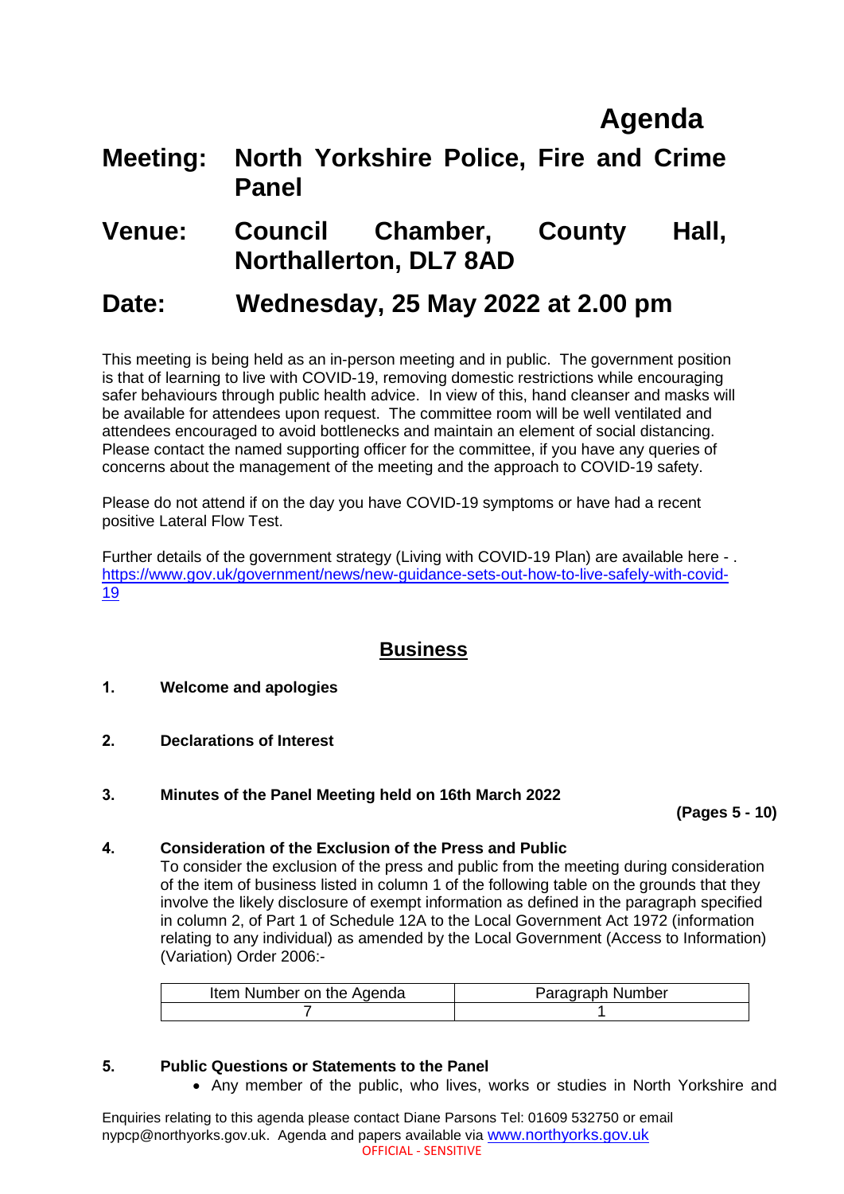# Agenda

**Meeting:** **North Yorkshire Police, Fire and Crime Panel**

**Venue:** **Council Chamber, County Hall, Northallerton, DL7 8AD**

**Date:** **Wednesday, 25 May 2022 at 2.00 pm**

This meeting is being held as an in-person meeting and in public. The government position is that of learning to live with COVID-19, removing domestic restrictions while encouraging safer behaviours through public health advice. In view of this, hand cleanser and masks will be available for attendees upon request. The committee room will be well ventilated and attendees encouraged to avoid bottlenecks and maintain an element of social distancing. Please contact the named supporting officer for the committee, if you have any queries of concerns about the management of the meeting and the approach to COVID-19 safety.

Please do not attend if on the day you have COVID-19 symptoms or have had a recent positive Lateral Flow Test.

Further details of the government strategy (Living with COVID-19 Plan) are available here - . https://www.gov.uk/government/news/new-guidance-sets-out-how-to-live-safely-with-covid-19

## Business

**1. Welcome and apologies**

**2. Declarations of Interest**

**3. Minutes of the Panel Meeting held on 16th March 2022**

**(Pages 5 - 10)**

**4. Consideration of the Exclusion of the Press and Public**

To consider the exclusion of the press and public from the meeting during consideration of the item of business listed in column 1 of the following table on the grounds that they involve the likely disclosure of exempt information as defined in the paragraph specified in column 2, of Part 1 of Schedule 12A to the Local Government Act 1972 (information relating to any individual) as amended by the Local Government (Access to Information) (Variation) Order 2006:-

| Item Number on the Agenda | Paragraph Number |
|---|---|
| 7 | 1 |

**5. Public Questions or Statements to the Panel**

- Any member of the public, who lives, works or studies in North Yorkshire and

Enquiries relating to this agenda please contact Diane Parsons Tel: 01609 532750 or email nypcp@northyorks.gov.uk. Agenda and papers available via www.northyorks.gov.uk

OFFICIAL - SENSITIVE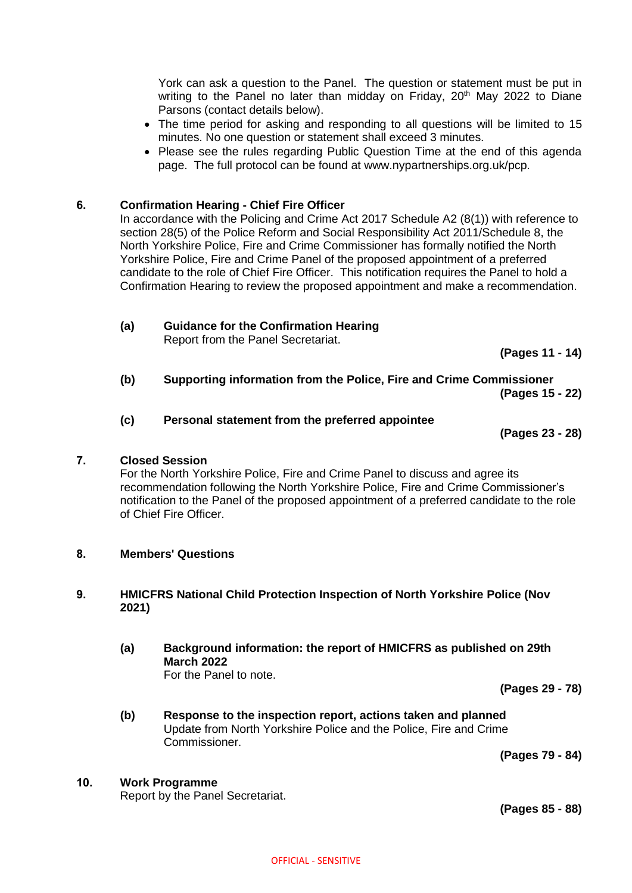York can ask a question to the Panel. The question or statement must be put in writing to the Panel no later than midday on Friday, 20th May 2022 to Diane Parsons (contact details below).

- The time period for asking and responding to all questions will be limited to 15 minutes. No one question or statement shall exceed 3 minutes.
- Please see the rules regarding Public Question Time at the end of this agenda page. The full protocol can be found at www.nypartnerships.org.uk/pcp.

**6. Confirmation Hearing - Chief Fire Officer**

In accordance with the Policing and Crime Act 2017 Schedule A2 (8(1)) with reference to section 28(5) of the Police Reform and Social Responsibility Act 2011/Schedule 8, the North Yorkshire Police, Fire and Crime Commissioner has formally notified the North Yorkshire Police, Fire and Crime Panel of the proposed appointment of a preferred candidate to the role of Chief Fire Officer. This notification requires the Panel to hold a Confirmation Hearing to review the proposed appointment and make a recommendation.

**(a) Guidance for the Confirmation Hearing**

Report from the Panel Secretariat.

**(Pages 11 - 14)**

**(b) Supporting information from the Police, Fire and Crime Commissioner**

**(Pages 15 - 22)**

**(c) Personal statement from the preferred appointee**

**(Pages 23 - 28)**

**7. Closed Session**

For the North Yorkshire Police, Fire and Crime Panel to discuss and agree its recommendation following the North Yorkshire Police, Fire and Crime Commissioner's notification to the Panel of the proposed appointment of a preferred candidate to the role of Chief Fire Officer.

**8. Members' Questions**

**9. HMICFRS National Child Protection Inspection of North Yorkshire Police (Nov 2021)**

**(a) Background information: the report of HMICFRS as published on 29th March 2022**

For the Panel to note.

**(Pages 29 - 78)**

**(b) Response to the inspection report, actions taken and planned**

Update from North Yorkshire Police and the Police, Fire and Crime Commissioner.

**(Pages 79 - 84)**

**10. Work Programme**

Report by the Panel Secretariat.

**(Pages 85 - 88)**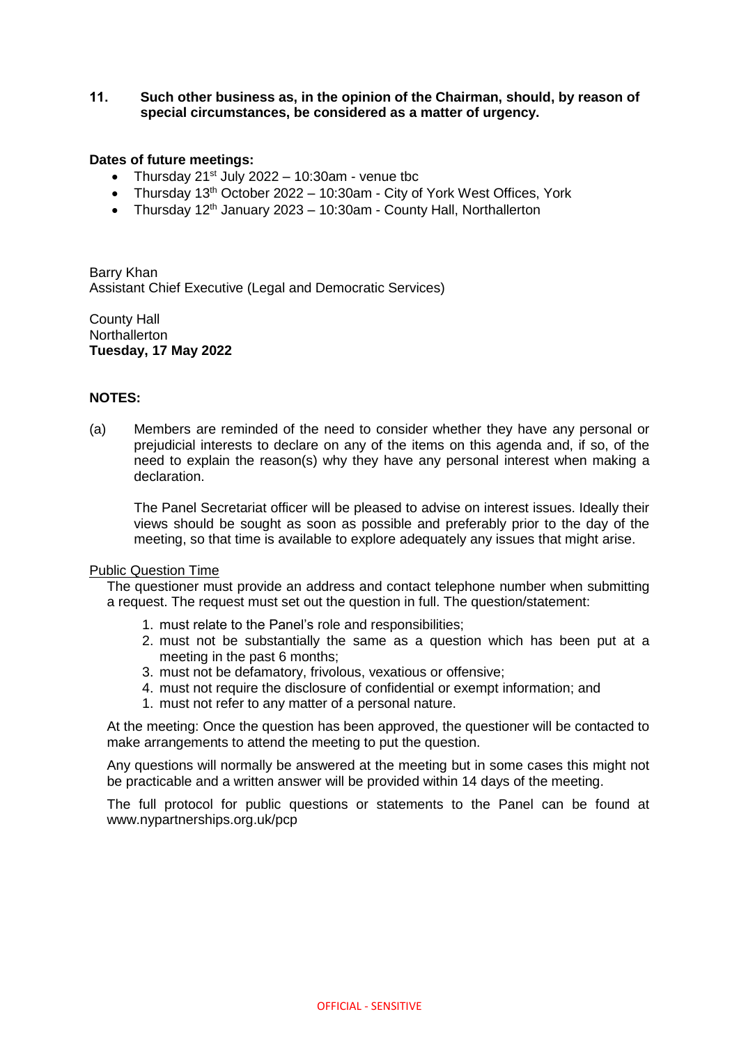**11. Such other business as, in the opinion of the Chairman, should, by reason of special circumstances, be considered as a matter of urgency.**

**Dates of future meetings:**

- Thursday 21st July 2022 – 10:30am - venue tbc
- Thursday 13th October 2022 – 10:30am - City of York West Offices, York
- Thursday 12th January 2023 – 10:30am - County Hall, Northallerton

Barry Khan
Assistant Chief Executive (Legal and Democratic Services)

County Hall
Northallerton
**Tuesday, 17 May 2022**

**NOTES:**

(a) Members are reminded of the need to consider whether they have any personal or prejudicial interests to declare on any of the items on this agenda and, if so, of the need to explain the reason(s) why they have any personal interest when making a declaration.

The Panel Secretariat officer will be pleased to advise on interest issues. Ideally their views should be sought as soon as possible and preferably prior to the day of the meeting, so that time is available to explore adequately any issues that might arise.

Public Question Time

The questioner must provide an address and contact telephone number when submitting a request. The request must set out the question in full. The question/statement:

1. must relate to the Panel's role and responsibilities;
2. must not be substantially the same as a question which has been put at a meeting in the past 6 months;
3. must not be defamatory, frivolous, vexatious or offensive;
4. must not require the disclosure of confidential or exempt information; and
1. must not refer to any matter of a personal nature.

At the meeting: Once the question has been approved, the questioner will be contacted to make arrangements to attend the meeting to put the question.

Any questions will normally be answered at the meeting but in some cases this might not be practicable and a written answer will be provided within 14 days of the meeting.

The full protocol for public questions or statements to the Panel can be found at www.nypartnerships.org.uk/pcp

OFFICIAL - SENSITIVE